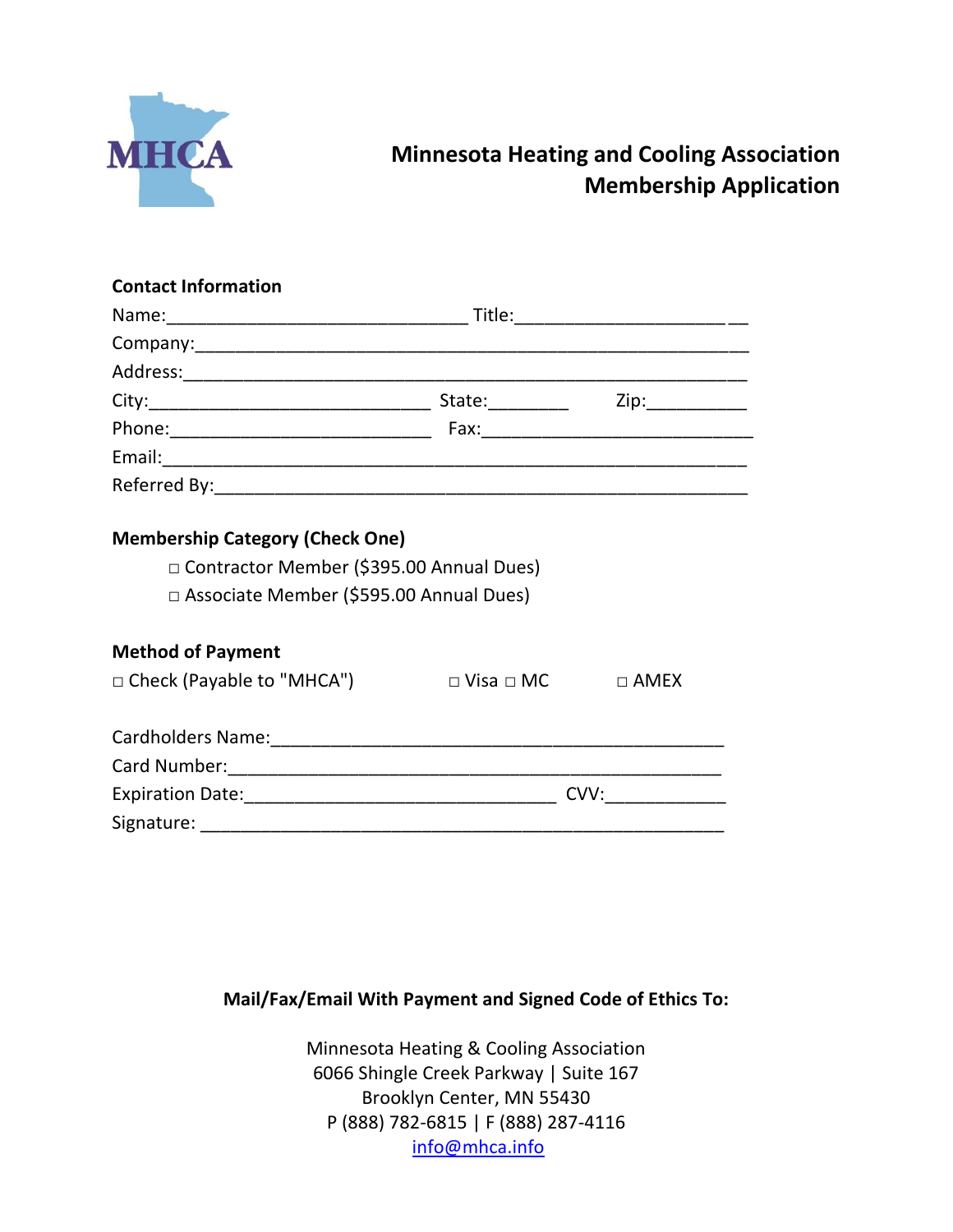MHCA

# Minnesota Heating and Cooling Association
## Membership Application

**Contact Information**

Name:_______________________________ Title:_____________________ __

Company:_____________________________________________________

Address:_____________________________________________________

City:_____________________________ State:________ Zip:__________

Phone:___________________________ Fax:__________________________

Email:_______________________________________________________

Referred By:__________________________________________________

**Membership Category (Check One)**

□ Contractor Member ($395.00 Annual Dues)

□ Associate Member ($595.00 Annual Dues)

**Method of Payment**

□ Check (Payable to "MHCA") □ Visa □ MC □ AMEX

Cardholders Name:______________________________________________

Card Number:__________________________________________________

Expiration Date:________________________________ CVV:____________

Signature: _____________________________________________________

**Mail/Fax/Email With Payment and Signed Code of Ethics To:**

Minnesota Heating & Cooling Association
6066 Shingle Creek Parkway | Suite 167
Brooklyn Center, MN 55430
P (888) 782-6815 | F (888) 287-4116
info@mhca.info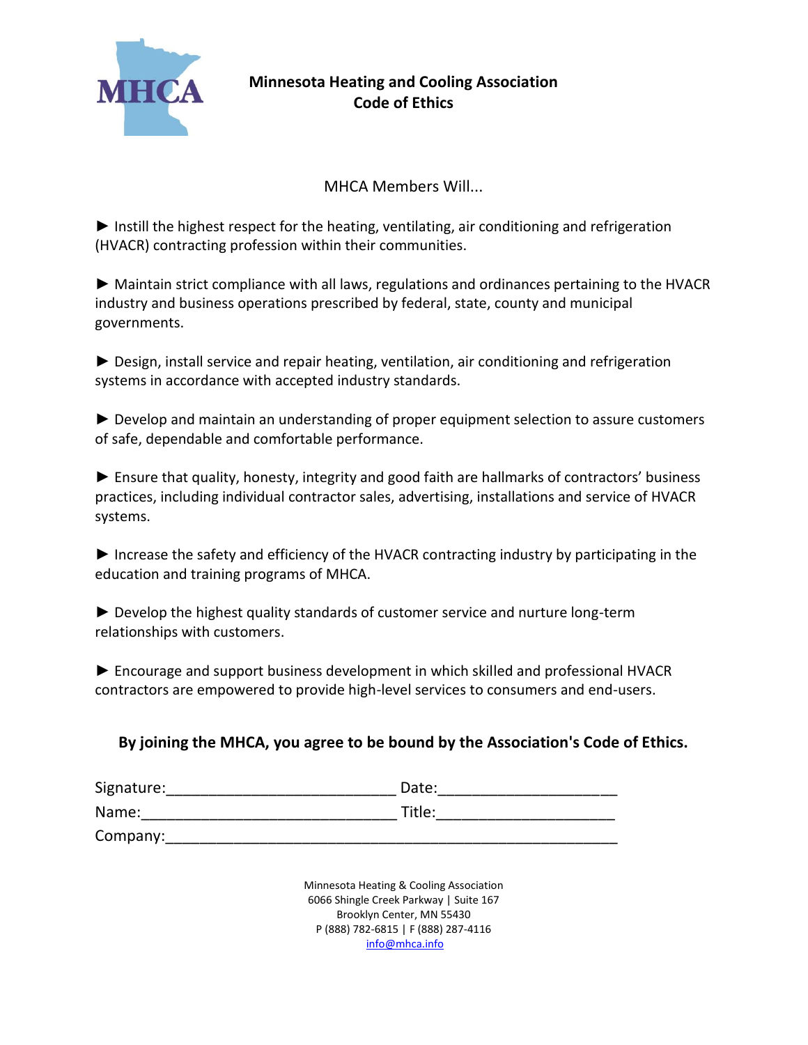MHCA

# Minnesota Heating and Cooling Association
## Code of Ethics

MHCA Members Will...

► Instill the highest respect for the heating, ventilating, air conditioning and refrigeration (HVACR) contracting profession within their communities.

► Maintain strict compliance with all laws, regulations and ordinances pertaining to the HVACR industry and business operations prescribed by federal, state, county and municipal governments.

► Design, install service and repair heating, ventilation, air conditioning and refrigeration systems in accordance with accepted industry standards.

► Develop and maintain an understanding of proper equipment selection to assure customers of safe, dependable and comfortable performance.

► Ensure that quality, honesty, integrity and good faith are hallmarks of contractors' business practices, including individual contractor sales, advertising, installations and service of HVACR systems.

► Increase the safety and efficiency of the HVACR contracting industry by participating in the education and training programs of MHCA.

► Develop the highest quality standards of customer service and nurture long-term relationships with customers.

► Encourage and support business development in which skilled and professional HVACR contractors are empowered to provide high-level services to consumers and end-users.

**By joining the MHCA, you agree to be bound by the Association's Code of Ethics.**

Signature:__________________________ Date:____________________

Name:______________________________ Title:____________________

Company:____________________________________________________

Minnesota Heating & Cooling Association
6066 Shingle Creek Parkway | Suite 167
Brooklyn Center, MN 55430
P (888) 782-6815 | F (888) 287-4116
info@mhca.info